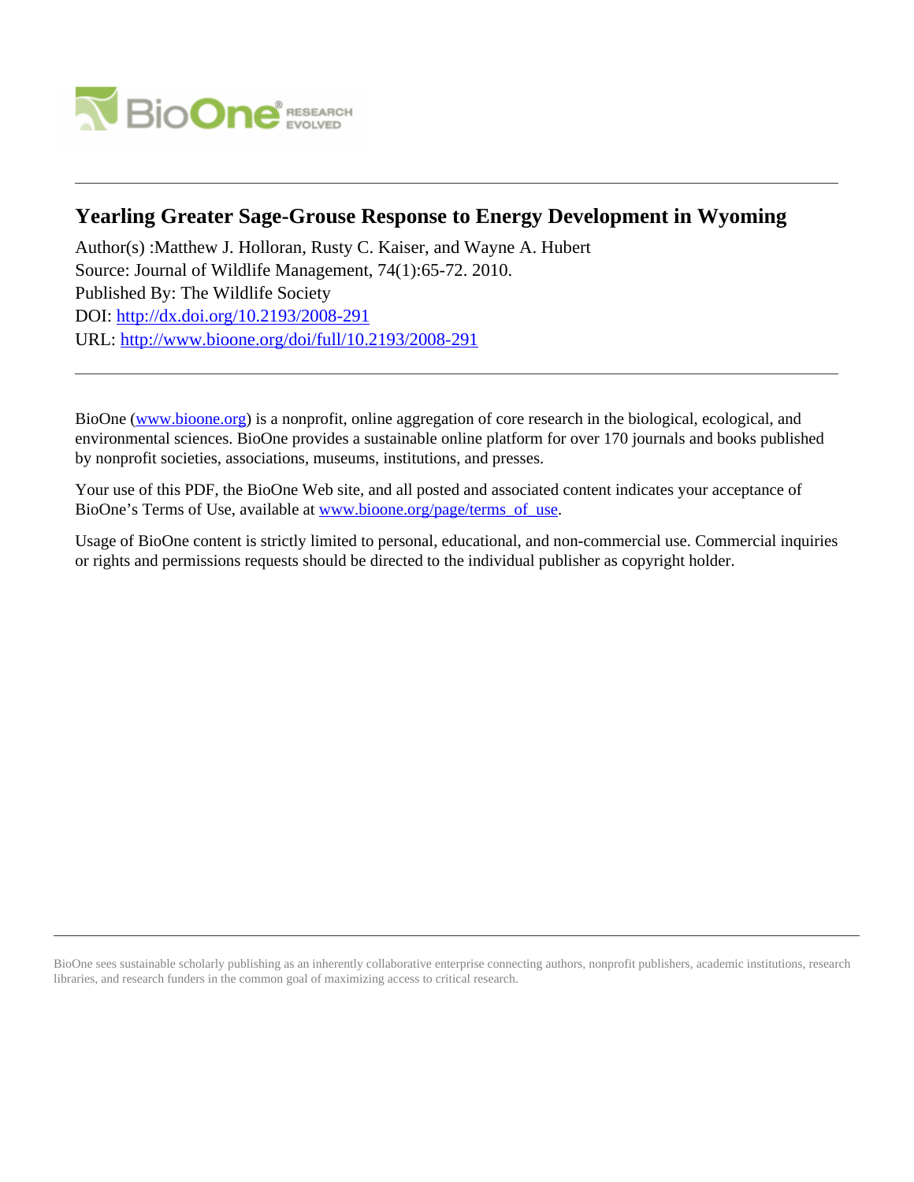# Yearling Greater Sage-Grouse Response to Energy Development in Wyoming

Author(s) :Matthew J. Holloran, Rusty C. Kaiser, and Wayne A. Hubert
Source: Journal of Wildlife Management, 74(1):65-72. 2010.
Published By: The Wildlife Society
DOI: http://dx.doi.org/10.2193/2008-291
URL: http://www.bioone.org/doi/full/10.2193/2008-291

---

BioOne (www.bioone.org) is a nonprofit, online aggregation of core research in the biological, ecological, and environmental sciences. BioOne provides a sustainable online platform for over 170 journals and books published by nonprofit societies, associations, museums, institutions, and presses.

Your use of this PDF, the BioOne Web site, and all posted and associated content indicates your acceptance of BioOne's Terms of Use, available at www.bioone.org/page/terms_of_use.

Usage of BioOne content is strictly limited to personal, educational, and non-commercial use. Commercial inquiries or rights and permissions requests should be directed to the individual publisher as copyright holder.

---

BioOne sees sustainable scholarly publishing as an inherently collaborative enterprise connecting authors, nonprofit publishers, academic institutions, research libraries, and research funders in the common goal of maximizing access to critical research.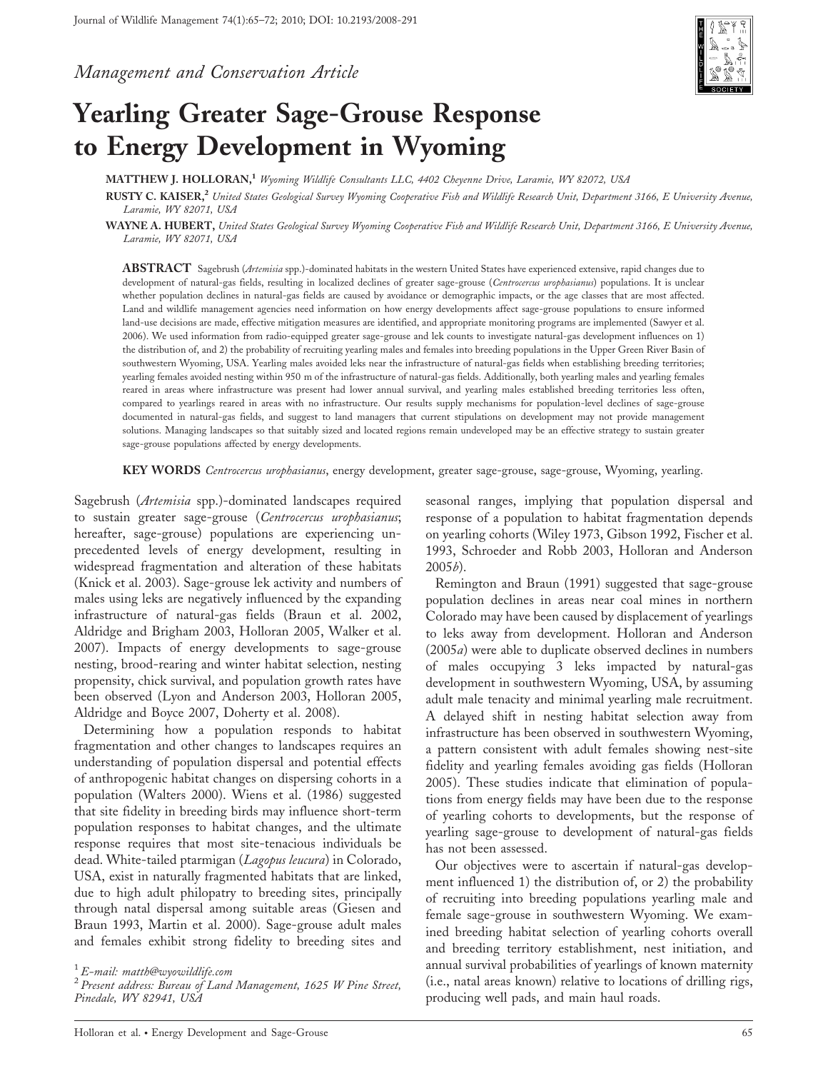*Management and Conservation Article*

# Yearling Greater Sage-Grouse Response to Energy Development in Wyoming

**MATTHEW J. HOLLORAN,**[1] *Wyoming Wildlife Consultants LLC, 4402 Cheyenne Drive, Laramie, WY 82072, USA*

**RUSTY C. KAISER,**[2] *United States Geological Survey Wyoming Cooperative Fish and Wildlife Research Unit, Department 3166, E University Avenue, Laramie, WY 82071, USA*

**WAYNE A. HUBERT,** *United States Geological Survey Wyoming Cooperative Fish and Wildlife Research Unit, Department 3166, E University Avenue, Laramie, WY 82071, USA*

**ABSTRACT** Sagebrush (*Artemisia* spp.)-dominated habitats in the western United States have experienced extensive, rapid changes due to development of natural-gas fields, resulting in localized declines of greater sage-grouse (*Centrocercus urophasianus*) populations. It is unclear whether population declines in natural-gas fields are caused by avoidance or demographic impacts, or the age classes that are most affected. Land and wildlife management agencies need information on how energy developments affect sage-grouse populations to ensure informed land-use decisions are made, effective mitigation measures are identified, and appropriate monitoring programs are implemented (Sawyer et al. 2006). We used information from radio-equipped greater sage-grouse and lek counts to investigate natural-gas development influences on 1) the distribution of, and 2) the probability of recruiting yearling males and females into breeding populations in the Upper Green River Basin of southwestern Wyoming, USA. Yearling males avoided leks near the infrastructure of natural-gas fields when establishing breeding territories; yearling females avoided nesting within 950 m of the infrastructure of natural-gas fields. Additionally, both yearling males and yearling females reared in areas where infrastructure was present had lower annual survival, and yearling males established breeding territories less often, compared to yearlings reared in areas with no infrastructure. Our results supply mechanisms for population-level declines of sage-grouse documented in natural-gas fields, and suggest to land managers that current stipulations on development may not provide management solutions. Managing landscapes so that suitably sized and located regions remain undeveloped may be an effective strategy to sustain greater sage-grouse populations affected by energy developments.

**KEY WORDS** *Centrocercus urophasianus*, energy development, greater sage-grouse, sage-grouse, Wyoming, yearling.

Sagebrush (*Artemisia* spp.)-dominated landscapes required to sustain greater sage-grouse (*Centrocercus urophasianus*; hereafter, sage-grouse) populations are experiencing unprecedented levels of energy development, resulting in widespread fragmentation and alteration of these habitats (Knick et al. 2003). Sage-grouse lek activity and numbers of males using leks are negatively influenced by the expanding infrastructure of natural-gas fields (Braun et al. 2002, Aldridge and Brigham 2003, Holloran 2005, Walker et al. 2007). Impacts of energy developments to sage-grouse nesting, brood-rearing and winter habitat selection, nesting propensity, chick survival, and population growth rates have been observed (Lyon and Anderson 2003, Holloran 2005, Aldridge and Boyce 2007, Doherty et al. 2008).

Determining how a population responds to habitat fragmentation and other changes to landscapes requires an understanding of population dispersal and potential effects of anthropogenic habitat changes on dispersing cohorts in a population (Walters 2000). Wiens et al. (1986) suggested that site fidelity in breeding birds may influence short-term population responses to habitat changes, and the ultimate response requires that most site-tenacious individuals be dead. White-tailed ptarmigan (*Lagopus leucura*) in Colorado, USA, exist in naturally fragmented habitats that are linked, due to high adult philopatry to breeding sites, principally through natal dispersal among suitable areas (Giesen and Braun 1993, Martin et al. 2000). Sage-grouse adult males and females exhibit strong fidelity to breeding sites and seasonal ranges, implying that population dispersal and response of a population to habitat fragmentation depends on yearling cohorts (Wiley 1973, Gibson 1992, Fischer et al. 1993, Schroeder and Robb 2003, Holloran and Anderson 2005*b*).

Remington and Braun (1991) suggested that sage-grouse population declines in areas near coal mines in northern Colorado may have been caused by displacement of yearlings to leks away from development. Holloran and Anderson (2005*a*) were able to duplicate observed declines in numbers of males occupying 3 leks impacted by natural-gas development in southwestern Wyoming, USA, by assuming adult male tenacity and minimal yearling male recruitment. A delayed shift in nesting habitat selection away from infrastructure has been observed in southwestern Wyoming, a pattern consistent with adult females showing nest-site fidelity and yearling females avoiding gas fields (Holloran 2005). These studies indicate that elimination of populations from energy fields may have been due to the response of yearling cohorts to developments, but the response of yearling sage-grouse to development of natural-gas fields has not been assessed.

Our objectives were to ascertain if natural-gas development influenced 1) the distribution of, or 2) the probability of recruiting into breeding populations yearling male and female sage-grouse in southwestern Wyoming. We examined breeding habitat selection of yearling cohorts overall and breeding territory establishment, nest initiation, and annual survival probabilities of yearlings of known maternity (i.e., natal areas known) relative to locations of drilling rigs, producing well pads, and main haul roads.

[1] *E-mail: matth@wyowildlife.com*

[2] *Present address: Bureau of Land Management, 1625 W Pine Street, Pinedale, WY 82941, USA*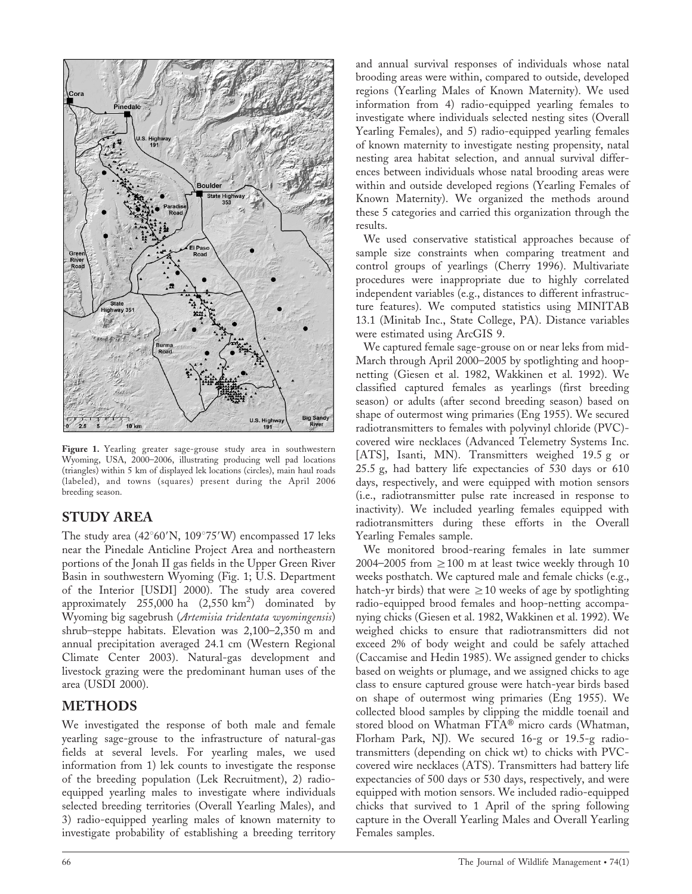Figure 1. Yearling greater sage-grouse study area in southwestern Wyoming, USA, 2000–2006, illustrating producing well pad locations (triangles) within 5 km of displayed lek locations (circles), main haul roads (labeled), and towns (squares) present during the April 2006 breeding season.

## STUDY AREA

The study area (42°60′N, 109°75′W) encompassed 17 leks near the Pinedale Anticline Project Area and northeastern portions of the Jonah II gas fields in the Upper Green River Basin in southwestern Wyoming (Fig. 1; U.S. Department of the Interior [USDI] 2000). The study area covered approximately 255,000 ha (2,550 km$^2$) dominated by Wyoming big sagebrush (*Artemisia tridentata wyomingensis*) shrub–steppe habitats. Elevation was 2,100–2,350 m and annual precipitation averaged 24.1 cm (Western Regional Climate Center 2003). Natural-gas development and livestock grazing were the predominant human uses of the area (USDI 2000).

## METHODS

We investigated the response of both male and female yearling sage-grouse to the infrastructure of natural-gas fields at several levels. For yearling males, we used information from 1) lek counts to investigate the response of the breeding population (Lek Recruitment), 2) radio-equipped yearling males to investigate where individuals selected breeding territories (Overall Yearling Males), and 3) radio-equipped yearling males of known maternity to investigate probability of establishing a breeding territory and annual survival responses of individuals whose natal brooding areas were within, compared to outside, developed regions (Yearling Males of Known Maternity). We used information from 4) radio-equipped yearling females to investigate where individuals selected nesting sites (Overall Yearling Females), and 5) radio-equipped yearling females of known maternity to investigate nesting propensity, natal nesting area habitat selection, and annual survival differences between individuals whose natal brooding areas were within and outside developed regions (Yearling Females of Known Maternity). We organized the methods around these 5 categories and carried this organization through the results.

We used conservative statistical approaches because of sample size constraints when comparing treatment and control groups of yearlings (Cherry 1996). Multivariate procedures were inappropriate due to highly correlated independent variables (e.g., distances to different infrastructure features). We computed statistics using MINITAB 13.1 (Minitab Inc., State College, PA). Distance variables were estimated using ArcGIS 9.

We captured female sage-grouse on or near leks from mid-March through April 2000–2005 by spotlighting and hoop-netting (Giesen et al. 1982, Wakkinen et al. 1992). We classified captured females as yearlings (first breeding season) or adults (after second breeding season) based on shape of outermost wing primaries (Eng 1955). We secured radiotransmitters to females with polyvinyl chloride (PVC)-covered wire necklaces (Advanced Telemetry Systems Inc. [ATS], Isanti, MN). Transmitters weighed 19.5 g or 25.5 g, had battery life expectancies of 530 days or 610 days, respectively, and were equipped with motion sensors (i.e., radiotransmitter pulse rate increased in response to inactivity). We included yearling females equipped with radiotransmitters during these efforts in the Overall Yearling Females sample.

We monitored brood-rearing females in late summer 2004–2005 from $\geq$100 m at least twice weekly through 10 weeks posthatch. We captured male and female chicks (e.g., hatch-yr birds) that were $\geq$10 weeks of age by spotlighting radio-equipped brood females and hoop-netting accompanying chicks (Giesen et al. 1982, Wakkinen et al. 1992). We weighed chicks to ensure that radiotransmitters did not exceed 2% of body weight and could be safely attached (Caccamise and Hedin 1985). We assigned gender to chicks based on weights or plumage, and we assigned chicks to age class to ensure captured grouse were hatch-year birds based on shape of outermost wing primaries (Eng 1955). We collected blood samples by clipping the middle toenail and stored blood on Whatman FTA® micro cards (Whatman, Florham Park, NJ). We secured 16-g or 19.5-g radiotransmitters (depending on chick wt) to chicks with PVC-covered wire necklaces (ATS). Transmitters had battery life expectancies of 500 days or 530 days, respectively, and were equipped with motion sensors. We included radio-equipped chicks that survived to 1 April of the spring following capture in the Overall Yearling Males and Overall Yearling Females samples.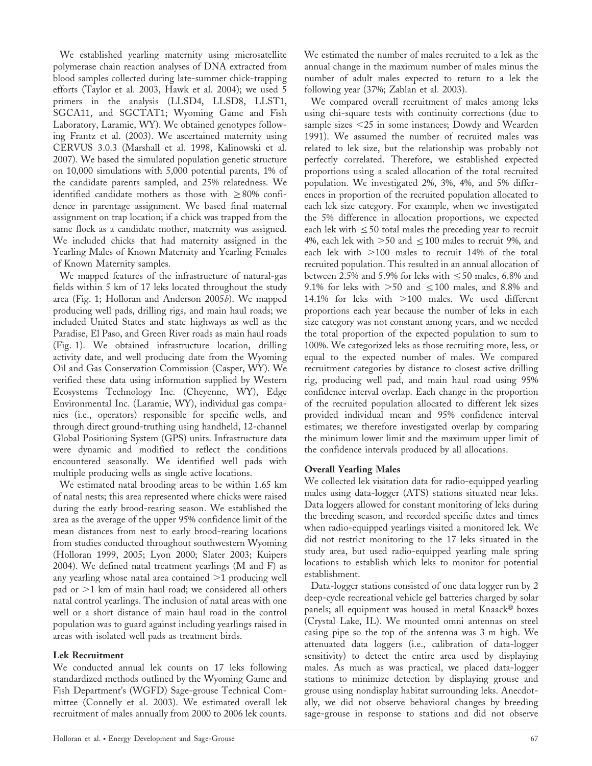We established yearling maternity using microsatellite polymerase chain reaction analyses of DNA extracted from blood samples collected during late-summer chick-trapping efforts (Taylor et al. 2003, Hawk et al. 2004); we used 5 primers in the analysis (LLSD4, LLSD8, LLST1, SGCA11, and SGCTAT1; Wyoming Game and Fish Laboratory, Laramie, WY). We obtained genotypes following Frantz et al. (2003). We ascertained maternity using CERVUS 3.0.3 (Marshall et al. 1998, Kalinowski et al. 2007). We based the simulated population genetic structure on 10,000 simulations with 5,000 potential parents, 1% of the candidate parents sampled, and 25% relatedness. We identified candidate mothers as those with ≥80% confidence in parentage assignment. We based final maternal assignment on trap location; if a chick was trapped from the same flock as a candidate mother, maternity was assigned. We included chicks that had maternity assigned in the Yearling Males of Known Maternity and Yearling Females of Known Maternity samples.

We mapped features of the infrastructure of natural-gas fields within 5 km of 17 leks located throughout the study area (Fig. 1; Holloran and Anderson 2005*b*). We mapped producing well pads, drilling rigs, and main haul roads; we included United States and state highways as well as the Paradise, El Paso, and Green River roads as main haul roads (Fig. 1). We obtained infrastructure location, drilling activity date, and well producing date from the Wyoming Oil and Gas Conservation Commission (Casper, WY). We verified these data using information supplied by Western Ecosystems Technology Inc. (Cheyenne, WY), Edge Environmental Inc. (Laramie, WY), individual gas companies (i.e., operators) responsible for specific wells, and through direct ground-truthing using handheld, 12-channel Global Positioning System (GPS) units. Infrastructure data were dynamic and modified to reflect the conditions encountered seasonally. We identified well pads with multiple producing wells as single active locations.

We estimated natal brooding areas to be within 1.65 km of natal nests; this area represented where chicks were raised during the early brood-rearing season. We established the area as the average of the upper 95% confidence limit of the mean distances from nest to early brood-rearing locations from studies conducted throughout southwestern Wyoming (Holloran 1999, 2005; Lyon 2000; Slater 2003; Kuipers 2004). We defined natal treatment yearlings (M and F) as any yearling whose natal area contained >1 producing well pad or >1 km of main haul road; we considered all others natal control yearlings. The inclusion of natal areas with one well or a short distance of main haul road in the control population was to guard against including yearlings raised in areas with isolated well pads as treatment birds.

### Lek Recruitment

We conducted annual lek counts on 17 leks following standardized methods outlined by the Wyoming Game and Fish Department's (WGFD) Sage-grouse Technical Committee (Connelly et al. 2003). We estimated overall lek recruitment of males annually from 2000 to 2006 lek counts. We estimated the number of males recruited to a lek as the annual change in the maximum number of males minus the number of adult males expected to return to a lek the following year (37%; Zablan et al. 2003).

We compared overall recruitment of males among leks using chi-square tests with continuity corrections (due to sample sizes <25 in some instances; Dowdy and Wearden 1991). We assumed the number of recruited males was related to lek size, but the relationship was probably not perfectly correlated. Therefore, we established expected proportions using a scaled allocation of the total recruited population. We investigated 2%, 3%, 4%, and 5% differences in proportion of the recruited population allocated to each lek size category. For example, when we investigated the 5% difference in allocation proportions, we expected each lek with ≤50 total males the preceding year to recruit 4%, each lek with >50 and ≤100 males to recruit 9%, and each lek with >100 males to recruit 14% of the total recruited population. This resulted in an annual allocation of between 2.5% and 5.9% for leks with ≤50 males, 6.8% and 9.1% for leks with >50 and ≤100 males, and 8.8% and 14.1% for leks with >100 males. We used different proportions each year because the number of leks in each size category was not constant among years, and we needed the total proportion of the expected population to sum to 100%. We categorized leks as those recruiting more, less, or equal to the expected number of males. We compared recruitment categories by distance to closest active drilling rig, producing well pad, and main haul road using 95% confidence interval overlap. Each change in the proportion of the recruited population allocated to different lek sizes provided individual mean and 95% confidence interval estimates; we therefore investigated overlap by comparing the minimum lower limit and the maximum upper limit of the confidence intervals produced by all allocations.

### Overall Yearling Males

We collected lek visitation data for radio-equipped yearling males using data-logger (ATS) stations situated near leks. Data loggers allowed for constant monitoring of leks during the breeding season, and recorded specific dates and times when radio-equipped yearlings visited a monitored lek. We did not restrict monitoring to the 17 leks situated in the study area, but used radio-equipped yearling male spring locations to establish which leks to monitor for potential establishment.

Data-logger stations consisted of one data logger run by 2 deep-cycle recreational vehicle gel batteries charged by solar panels; all equipment was housed in metal Knaack® boxes (Crystal Lake, IL). We mounted omni antennas on steel casing pipe so the top of the antenna was 3 m high. We attenuated data loggers (i.e., calibration of data-logger sensitivity) to detect the entire area used by displaying males. As much as was practical, we placed data-logger stations to minimize detection by displaying grouse and grouse using nondisplay habitat surrounding leks. Anecdotally, we did not observe behavioral changes by breeding sage-grouse in response to stations and did not observe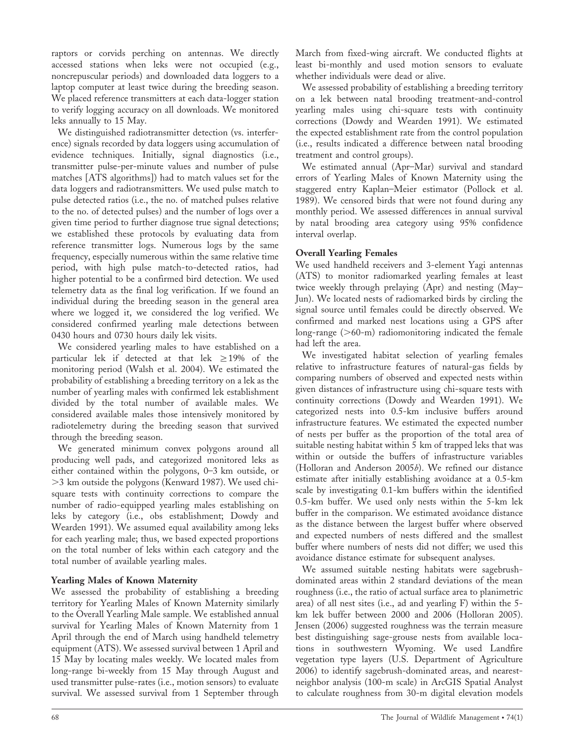raptors or corvids perching on antennas. We directly accessed stations when leks were not occupied (e.g., noncrepuscular periods) and downloaded data loggers to a laptop computer at least twice during the breeding season. We placed reference transmitters at each data-logger station to verify logging accuracy on all downloads. We monitored leks annually to 15 May.

We distinguished radiotransmitter detection (vs. interference) signals recorded by data loggers using accumulation of evidence techniques. Initially, signal diagnostics (i.e., transmitter pulse-per-minute values and number of pulse matches [ATS algorithms]) had to match values set for the data loggers and radiotransmitters. We used pulse match to pulse detected ratios (i.e., the no. of matched pulses relative to the no. of detected pulses) and the number of logs over a given time period to further diagnose true signal detections; we established these protocols by evaluating data from reference transmitter logs. Numerous logs by the same frequency, especially numerous within the same relative time period, with high pulse match-to-detected ratios, had higher potential to be a confirmed bird detection. We used telemetry data as the final log verification. If we found an individual during the breeding season in the general area where we logged it, we considered the log verified. We considered confirmed yearling male detections between 0430 hours and 0730 hours daily lek visits.

We considered yearling males to have established on a particular lek if detected at that lek $\geq$19% of the monitoring period (Walsh et al. 2004). We estimated the probability of establishing a breeding territory on a lek as the number of yearling males with confirmed lek establishment divided by the total number of available males. We considered available males those intensively monitored by radiotelemetry during the breeding season that survived through the breeding season.

We generated minimum convex polygons around all producing well pads, and categorized monitored leks as either contained within the polygons, 0–3 km outside, or >3 km outside the polygons (Kenward 1987). We used chi-square tests with continuity corrections to compare the number of radio-equipped yearling males establishing on leks by category (i.e., obs establishment; Dowdy and Wearden 1991). We assumed equal availability among leks for each yearling male; thus, we based expected proportions on the total number of leks within each category and the total number of available yearling males.

### Yearling Males of Known Maternity

We assessed the probability of establishing a breeding territory for Yearling Males of Known Maternity similarly to the Overall Yearling Male sample. We established annual survival for Yearling Males of Known Maternity from 1 April through the end of March using handheld telemetry equipment (ATS). We assessed survival between 1 April and 15 May by locating males weekly. We located males from long-range bi-weekly from 15 May through August and used transmitter pulse-rates (i.e., motion sensors) to evaluate survival. We assessed survival from 1 September through March from fixed-wing aircraft. We conducted flights at least bi-monthly and used motion sensors to evaluate whether individuals were dead or alive.

We assessed probability of establishing a breeding territory on a lek between natal brooding treatment-and-control yearling males using chi-square tests with continuity corrections (Dowdy and Wearden 1991). We estimated the expected establishment rate from the control population (i.e., results indicated a difference between natal brooding treatment and control groups).

We estimated annual (Apr–Mar) survival and standard errors of Yearling Males of Known Maternity using the staggered entry Kaplan–Meier estimator (Pollock et al. 1989). We censored birds that were not found during any monthly period. We assessed differences in annual survival by natal brooding area category using 95% confidence interval overlap.

### Overall Yearling Females

We used handheld receivers and 3-element Yagi antennas (ATS) to monitor radiomarked yearling females at least twice weekly through prelaying (Apr) and nesting (May–Jun). We located nests of radiomarked birds by circling the signal source until females could be directly observed. We confirmed and marked nest locations using a GPS after long-range (>60-m) radiomonitoring indicated the female had left the area.

We investigated habitat selection of yearling females relative to infrastructure features of natural-gas fields by comparing numbers of observed and expected nests within given distances of infrastructure using chi-square tests with continuity corrections (Dowdy and Wearden 1991). We categorized nests into 0.5-km inclusive buffers around infrastructure features. We estimated the expected number of nests per buffer as the proportion of the total area of suitable nesting habitat within 5 km of trapped leks that was within or outside the buffers of infrastructure variables (Holloran and Anderson 2005*b*). We refined our distance estimate after initially establishing avoidance at a 0.5-km scale by investigating 0.1-km buffers within the identified 0.5-km buffer. We used only nests within the 5-km lek buffer in the comparison. We estimated avoidance distance as the distance between the largest buffer where observed and expected numbers of nests differed and the smallest buffer where numbers of nests did not differ; we used this avoidance distance estimate for subsequent analyses.

We assumed suitable nesting habitats were sagebrush-dominated areas within 2 standard deviations of the mean roughness (i.e., the ratio of actual surface area to planimetric area) of all nest sites (i.e., ad and yearling F) within the 5-km lek buffer between 2000 and 2006 (Holloran 2005). Jensen (2006) suggested roughness was the terrain measure best distinguishing sage-grouse nests from available locations in southwestern Wyoming. We used Landfire vegetation type layers (U.S. Department of Agriculture 2006) to identify sagebrush-dominated areas, and nearest-neighbor analysis (100-m scale) in ArcGIS Spatial Analyst to calculate roughness from 30-m digital elevation models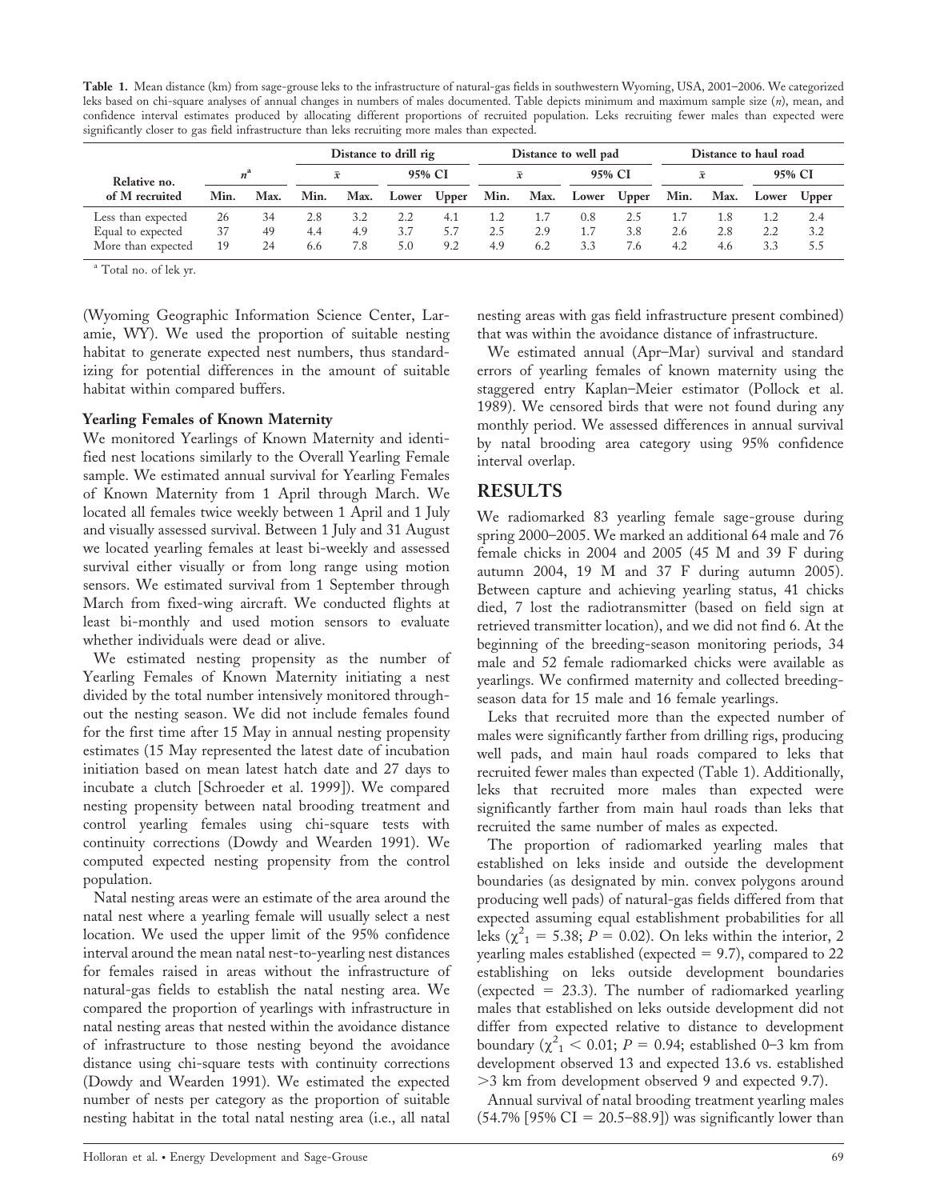**Table 1.** Mean distance (km) from sage-grouse leks to the infrastructure of natural-gas fields in southwestern Wyoming, USA, 2001–2006. We categorized leks based on chi-square analyses of annual changes in numbers of males documented. Table depicts minimum and maximum sample size ($n$), mean, and confidence interval estimates produced by allocating different proportions of recruited population. Leks recruiting fewer males than expected were significantly closer to gas field infrastructure than leks recruiting more males than expected.

| Relative no. of M recruited | $n$[a] | | Distance to drill rig | | | | Distance to well pad | | | | Distance to haul road | | | |
|---|---|---|---|---|---|---|---|---|---|---|---|---|---|---|
| | | | $\bar{x}$ | | 95% CI | | $\bar{x}$ | | 95% CI | | $\bar{x}$ | | 95% CI | |
| | Min. | Max. | Min. | Max. | Lower | Upper | Min. | Max. | Lower | Upper | Min. | Max. | Lower | Upper |
| Less than expected | 26 | 34 | 2.8 | 3.2 | 2.2 | 4.1 | 1.2 | 1.7 | 0.8 | 2.5 | 1.7 | 1.8 | 1.2 | 2.4 |
| Equal to expected | 37 | 49 | 4.4 | 4.9 | 3.7 | 5.7 | 2.5 | 2.9 | 1.7 | 3.8 | 2.6 | 2.8 | 2.2 | 3.2 |
| More than expected | 19 | 24 | 6.6 | 7.8 | 5.0 | 9.2 | 4.9 | 6.2 | 3.3 | 7.6 | 4.2 | 4.6 | 3.3 | 5.5 |

[a] Total no. of lek yr.

(Wyoming Geographic Information Science Center, Laramie, WY). We used the proportion of suitable nesting habitat to generate expected nest numbers, thus standardizing for potential differences in the amount of suitable habitat within compared buffers.

### Yearling Females of Known Maternity

We monitored Yearlings of Known Maternity and identified nest locations similarly to the Overall Yearling Female sample. We estimated annual survival for Yearling Females of Known Maternity from 1 April through March. We located all females twice weekly between 1 April and 1 July and visually assessed survival. Between 1 July and 31 August we located yearling females at least bi-weekly and assessed survival either visually or from long range using motion sensors. We estimated survival from 1 September through March from fixed-wing aircraft. We conducted flights at least bi-monthly and used motion sensors to evaluate whether individuals were dead or alive.

We estimated nesting propensity as the number of Yearling Females of Known Maternity initiating a nest divided by the total number intensively monitored throughout the nesting season. We did not include females found for the first time after 15 May in annual nesting propensity estimates (15 May represented the latest date of incubation initiation based on mean latest hatch date and 27 days to incubate a clutch [Schroeder et al. 1999]). We compared nesting propensity between natal brooding treatment and control yearling females using chi-square tests with continuity corrections (Dowdy and Wearden 1991). We computed expected nesting propensity from the control population.

Natal nesting areas were an estimate of the area around the natal nest where a yearling female will usually select a nest location. We used the upper limit of the 95% confidence interval around the mean natal nest-to-yearling nest distances for females raised in areas without the infrastructure of natural-gas fields to establish the natal nesting area. We compared the proportion of yearlings with infrastructure in natal nesting areas that nested within the avoidance distance of infrastructure to those nesting beyond the avoidance distance using chi-square tests with continuity corrections (Dowdy and Wearden 1991). We estimated the expected number of nests per category as the proportion of suitable nesting habitat in the total natal nesting area (i.e., all natal nesting areas with gas field infrastructure present combined) that was within the avoidance distance of infrastructure.

We estimated annual (Apr–Mar) survival and standard errors of yearling females of known maternity using the staggered entry Kaplan–Meier estimator (Pollock et al. 1989). We censored birds that were not found during any monthly period. We assessed differences in annual survival by natal brooding area category using 95% confidence interval overlap.

## RESULTS

We radiomarked 83 yearling female sage-grouse during spring 2000–2005. We marked an additional 64 male and 76 female chicks in 2004 and 2005 (45 M and 39 F during autumn 2004, 19 M and 37 F during autumn 2005). Between capture and achieving yearling status, 41 chicks died, 7 lost the radiotransmitter (based on field sign at retrieved transmitter location), and we did not find 6. At the beginning of the breeding-season monitoring periods, 34 male and 52 female radiomarked chicks were available as yearlings. We confirmed maternity and collected breeding-season data for 15 male and 16 female yearlings.

Leks that recruited more than the expected number of males were significantly farther from drilling rigs, producing well pads, and main haul roads compared to leks that recruited fewer males than expected (Table 1). Additionally, leks that recruited more males than expected were significantly farther from main haul roads than leks that recruited the same number of males as expected.

The proportion of radiomarked yearling males that established on leks inside and outside the development boundaries (as designated by min. convex polygons around producing well pads) of natural-gas fields differed from that expected assuming equal establishment probabilities for all leks ($\chi^2_1 = 5.38$; $P = 0.02$). On leks within the interior, 2 yearling males established (expected = 9.7), compared to 22 establishing on leks outside development boundaries (expected = 23.3). The number of radiomarked yearling males that established on leks outside development did not differ from expected relative to distance to development boundary ($\chi^2_1 < 0.01$; $P = 0.94$; established 0–3 km from development observed 13 and expected 13.6 vs. established >3 km from development observed 9 and expected 9.7).

Annual survival of natal brooding treatment yearling males (54.7% [95% CI = 20.5–88.9]) was significantly lower than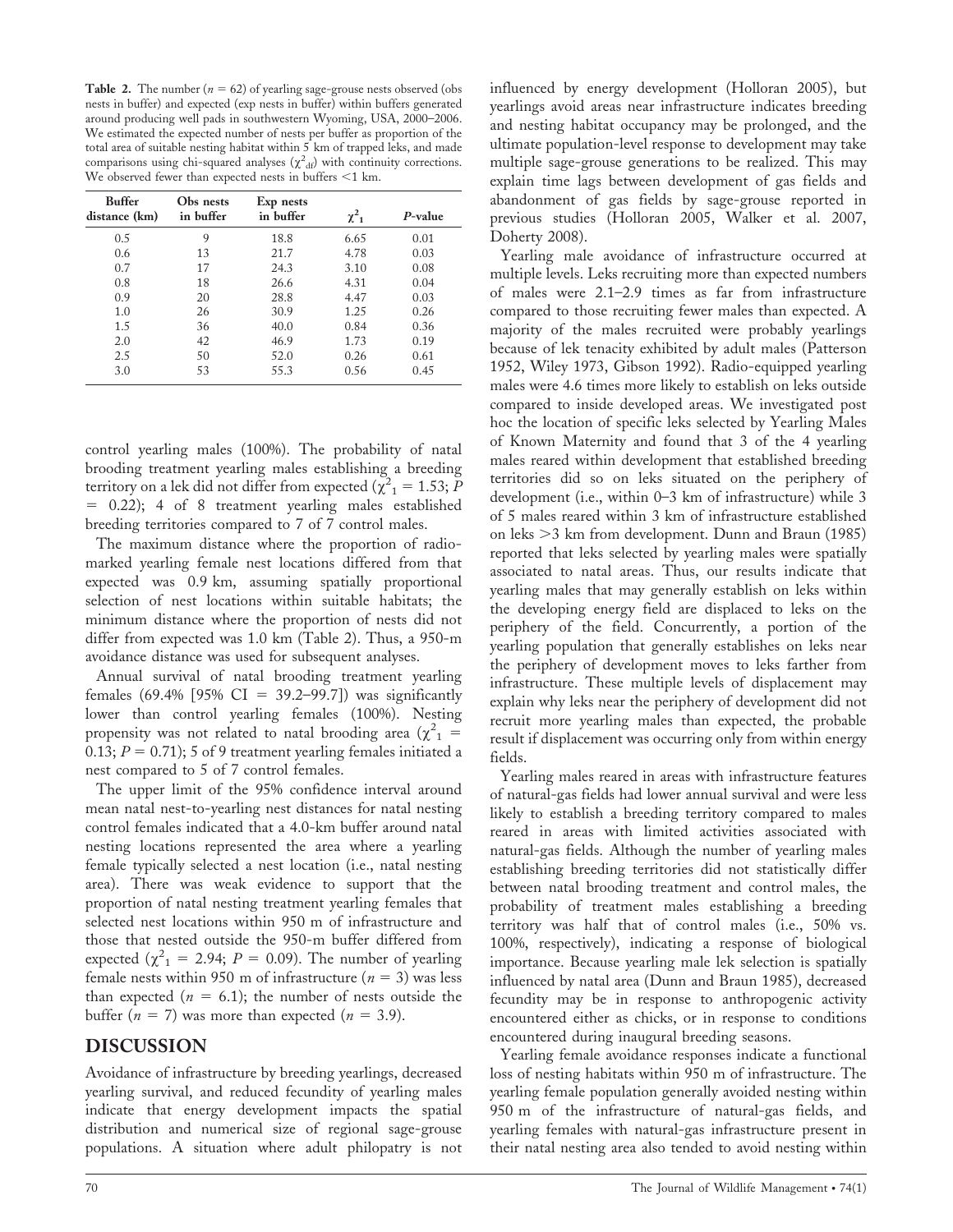**Table 2.** The number ($n = 62$) of yearling sage-grouse nests observed (obs nests in buffer) and expected (exp nests in buffer) within buffers generated around producing well pads in southwestern Wyoming, USA, 2000–2006. We estimated the expected number of nests per buffer as proportion of the total area of suitable nesting habitat within 5 km of trapped leks, and made comparisons using chi-squared analyses ($\chi^2_{df}$) with continuity corrections. We observed fewer than expected nests in buffers <1 km.

| Buffer distance (km) | Obs nests in buffer | Exp nests in buffer | $\chi^2_1$ | P-value |
|---|---|---|---|---|
| 0.5 | 9 | 18.8 | 6.65 | 0.01 |
| 0.6 | 13 | 21.7 | 4.78 | 0.03 |
| 0.7 | 17 | 24.3 | 3.10 | 0.08 |
| 0.8 | 18 | 26.6 | 4.31 | 0.04 |
| 0.9 | 20 | 28.8 | 4.47 | 0.03 |
| 1.0 | 26 | 30.9 | 1.25 | 0.26 |
| 1.5 | 36 | 40.0 | 0.84 | 0.36 |
| 2.0 | 42 | 46.9 | 1.73 | 0.19 |
| 2.5 | 50 | 52.0 | 0.26 | 0.61 |
| 3.0 | 53 | 55.3 | 0.56 | 0.45 |

control yearling males (100%). The probability of natal brooding treatment yearling males establishing a breeding territory on a lek did not differ from expected ($\chi^2_1 = 1.53$; $P = 0.22$); 4 of 8 treatment yearling males established breeding territories compared to 7 of 7 control males.

The maximum distance where the proportion of radio-marked yearling female nest locations differed from that expected was 0.9 km, assuming spatially proportional selection of nest locations within suitable habitats; the minimum distance where the proportion of nests did not differ from expected was 1.0 km (Table 2). Thus, a 950-m avoidance distance was used for subsequent analyses.

Annual survival of natal brooding treatment yearling females (69.4% [95% CI = 39.2–99.7]) was significantly lower than control yearling females (100%). Nesting propensity was not related to natal brooding area ($\chi^2_1 = 0.13$; $P = 0.71$); 5 of 9 treatment yearling females initiated a nest compared to 5 of 7 control females.

The upper limit of the 95% confidence interval around mean natal nest-to-yearling nest distances for natal nesting control females indicated that a 4.0-km buffer around natal nesting locations represented the area where a yearling female typically selected a nest location (i.e., natal nesting area). There was weak evidence to support that the proportion of natal nesting treatment yearling females that selected nest locations within 950 m of infrastructure and those that nested outside the 950-m buffer differed from expected ($\chi^2_1 = 2.94$; $P = 0.09$). The number of yearling female nests within 950 m of infrastructure ($n = 3$) was less than expected ($n = 6.1$); the number of nests outside the buffer ($n = 7$) was more than expected ($n = 3.9$).

## DISCUSSION

Avoidance of infrastructure by breeding yearlings, decreased yearling survival, and reduced fecundity of yearling males indicate that energy development impacts the spatial distribution and numerical size of regional sage-grouse populations. A situation where adult philopatry is not influenced by energy development (Holloran 2005), but yearlings avoid areas near infrastructure indicates breeding and nesting habitat occupancy may be prolonged, and the ultimate population-level response to development may take multiple sage-grouse generations to be realized. This may explain time lags between development of gas fields and abandonment of gas fields by sage-grouse reported in previous studies (Holloran 2005, Walker et al. 2007, Doherty 2008).

Yearling male avoidance of infrastructure occurred at multiple levels. Leks recruiting more than expected numbers of males were 2.1–2.9 times as far from infrastructure compared to those recruiting fewer males than expected. A majority of the males recruited were probably yearlings because of lek tenacity exhibited by adult males (Patterson 1952, Wiley 1973, Gibson 1992). Radio-equipped yearling males were 4.6 times more likely to establish on leks outside compared to inside developed areas. We investigated post hoc the location of specific leks selected by Yearling Males of Known Maternity and found that 3 of the 4 yearling males reared within development that established breeding territories did so on leks situated on the periphery of development (i.e., within 0–3 km of infrastructure) while 3 of 5 males reared within 3 km of infrastructure established on leks >3 km from development. Dunn and Braun (1985) reported that leks selected by yearling males were spatially associated to natal areas. Thus, our results indicate that yearling males that may generally establish on leks within the developing energy field are displaced to leks on the periphery of the field. Concurrently, a portion of the yearling population that generally establishes on leks near the periphery of development moves to leks farther from infrastructure. These multiple levels of displacement may explain why leks near the periphery of development did not recruit more yearling males than expected, the probable result if displacement was occurring only from within energy fields.

Yearling males reared in areas with infrastructure features of natural-gas fields had lower annual survival and were less likely to establish a breeding territory compared to males reared in areas with limited activities associated with natural-gas fields. Although the number of yearling males establishing breeding territories did not statistically differ between natal brooding treatment and control males, the probability of treatment males establishing a breeding territory was half that of control males (i.e., 50% vs. 100%, respectively), indicating a response of biological importance. Because yearling male lek selection is spatially influenced by natal area (Dunn and Braun 1985), decreased fecundity may be in response to anthropogenic activity encountered either as chicks, or in response to conditions encountered during inaugural breeding seasons.

Yearling female avoidance responses indicate a functional loss of nesting habitats within 950 m of infrastructure. The yearling female population generally avoided nesting within 950 m of the infrastructure of natural-gas fields, and yearling females with natural-gas infrastructure present in their natal nesting area also tended to avoid nesting within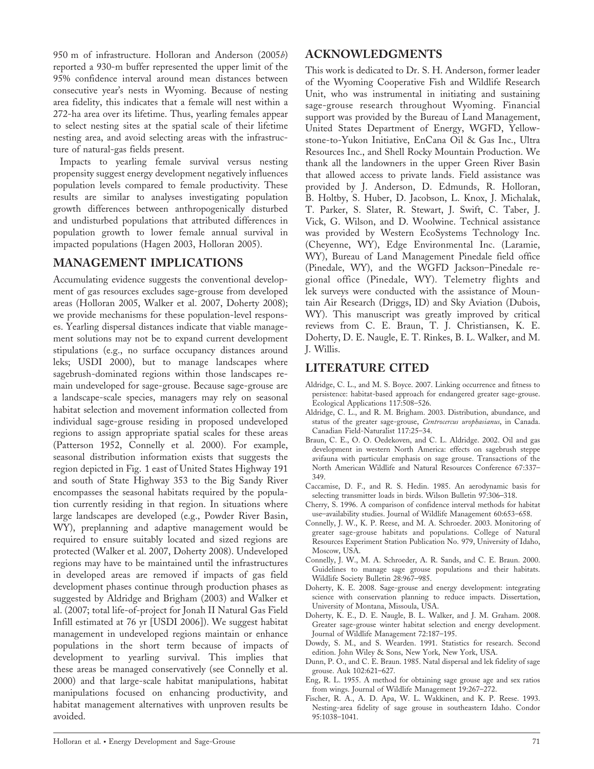950 m of infrastructure. Holloran and Anderson (2005*b*) reported a 930-m buffer represented the upper limit of the 95% confidence interval around mean distances between consecutive year's nests in Wyoming. Because of nesting area fidelity, this indicates that a female will nest within a 272-ha area over its lifetime. Thus, yearling females appear to select nesting sites at the spatial scale of their lifetime nesting area, and avoid selecting areas with the infrastructure of natural-gas fields present.

Impacts to yearling female survival versus nesting propensity suggest energy development negatively influences population levels compared to female productivity. These results are similar to analyses investigating population growth differences between anthropogenically disturbed and undisturbed populations that attributed differences in population growth to lower female annual survival in impacted populations (Hagen 2003, Holloran 2005).

## MANAGEMENT IMPLICATIONS

Accumulating evidence suggests the conventional development of gas resources excludes sage-grouse from developed areas (Holloran 2005, Walker et al. 2007, Doherty 2008); we provide mechanisms for these population-level responses. Yearling dispersal distances indicate that viable management solutions may not be to expand current development stipulations (e.g., no surface occupancy distances around leks; USDI 2000), but to manage landscapes where sagebrush-dominated regions within those landscapes remain undeveloped for sage-grouse. Because sage-grouse are a landscape-scale species, managers may rely on seasonal habitat selection and movement information collected from individual sage-grouse residing in proposed undeveloped regions to assign appropriate spatial scales for these areas (Patterson 1952, Connelly et al. 2000). For example, seasonal distribution information exists that suggests the region depicted in Fig. 1 east of United States Highway 191 and south of State Highway 353 to the Big Sandy River encompasses the seasonal habitats required by the population currently residing in that region. In situations where large landscapes are developed (e.g., Powder River Basin, WY), preplanning and adaptive management would be required to ensure suitably located and sized regions are protected (Walker et al. 2007, Doherty 2008). Undeveloped regions may have to be maintained until the infrastructures in developed areas are removed if impacts of gas field development phases continue through production phases as suggested by Aldridge and Brigham (2003) and Walker et al. (2007; total life-of-project for Jonah II Natural Gas Field Infill estimated at 76 yr [USDI 2006]). We suggest habitat management in undeveloped regions maintain or enhance populations in the short term because of impacts of development to yearling survival. This implies that these areas be managed conservatively (see Connelly et al. 2000) and that large-scale habitat manipulations, habitat manipulations focused on enhancing productivity, and habitat management alternatives with unproven results be avoided.

## ACKNOWLEDGMENTS

This work is dedicated to Dr. S. H. Anderson, former leader of the Wyoming Cooperative Fish and Wildlife Research Unit, who was instrumental in initiating and sustaining sage-grouse research throughout Wyoming. Financial support was provided by the Bureau of Land Management, United States Department of Energy, WGFD, Yellowstone-to-Yukon Initiative, EnCana Oil & Gas Inc., Ultra Resources Inc., and Shell Rocky Mountain Production. We thank all the landowners in the upper Green River Basin that allowed access to private lands. Field assistance was provided by J. Anderson, D. Edmunds, R. Holloran, B. Holtby, S. Huber, D. Jacobson, L. Knox, J. Michalak, T. Parker, S. Slater, R. Stewart, J. Swift, C. Taber, J. Vick, G. Wilson, and D. Woolwine. Technical assistance was provided by Western EcoSystems Technology Inc. (Cheyenne, WY), Edge Environmental Inc. (Laramie, WY), Bureau of Land Management Pinedale field office (Pinedale, WY), and the WGFD Jackson–Pinedale regional office (Pinedale, WY). Telemetry flights and lek surveys were conducted with the assistance of Mountain Air Research (Driggs, ID) and Sky Aviation (Dubois, WY). This manuscript was greatly improved by critical reviews from C. E. Braun, T. J. Christiansen, K. E. Doherty, D. E. Naugle, E. T. Rinkes, B. L. Walker, and M. J. Willis.

## LITERATURE CITED

Aldridge, C. L., and M. S. Boyce. 2007. Linking occurrence and fitness to persistence: habitat-based approach for endangered greater sage-grouse. Ecological Applications 117:508–526.

Aldridge, C. L., and R. M. Brigham. 2003. Distribution, abundance, and status of the greater sage-grouse, *Centrocercus urophasianus*, in Canada. Canadian Field-Naturalist 117:25–34.

Braun, C. E., O. O. Oedekoven, and C. L. Aldridge. 2002. Oil and gas development in western North America: effects on sagebrush steppe avifauna with particular emphasis on sage grouse. Transactions of the North American Wildlife and Natural Resources Conference 67:337–349.

Caccamise, D. F., and R. S. Hedin. 1985. An aerodynamic basis for selecting transmitter loads in birds. Wilson Bulletin 97:306–318.

Cherry, S. 1996. A comparison of confidence interval methods for habitat use–availability studies. Journal of Wildlife Management 60:653–658.

Connelly, J. W., K. P. Reese, and M. A. Schroeder. 2003. Monitoring of greater sage-grouse habitats and populations. College of Natural Resources Experiment Station Publication No. 979, University of Idaho, Moscow, USA.

Connelly, J. W., M. A. Schroeder, A. R. Sands, and C. E. Braun. 2000. Guidelines to manage sage grouse populations and their habitats. Wildlife Society Bulletin 28:967–985.

Doherty, K. E. 2008. Sage-grouse and energy development: integrating science with conservation planning to reduce impacts. Dissertation, University of Montana, Missoula, USA.

Doherty, K. E., D. E. Naugle, B. L. Walker, and J. M. Graham. 2008. Greater sage-grouse winter habitat selection and energy development. Journal of Wildlife Management 72:187–195.

Dowdy, S. M., and S. Wearden. 1991. Statistics for research. Second edition. John Wiley & Sons, New York, New York, USA.

Dunn, P. O., and C. E. Braun. 1985. Natal dispersal and lek fidelity of sage grouse. Auk 102:621–627.

Eng, R. L. 1955. A method for obtaining sage grouse age and sex ratios from wings. Journal of Wildlife Management 19:267–272.

Fischer, R. A., A. D. Apa, W. L. Wakkinen, and K. P. Reese. 1993. Nesting-area fidelity of sage grouse in southeastern Idaho. Condor 95:1038–1041.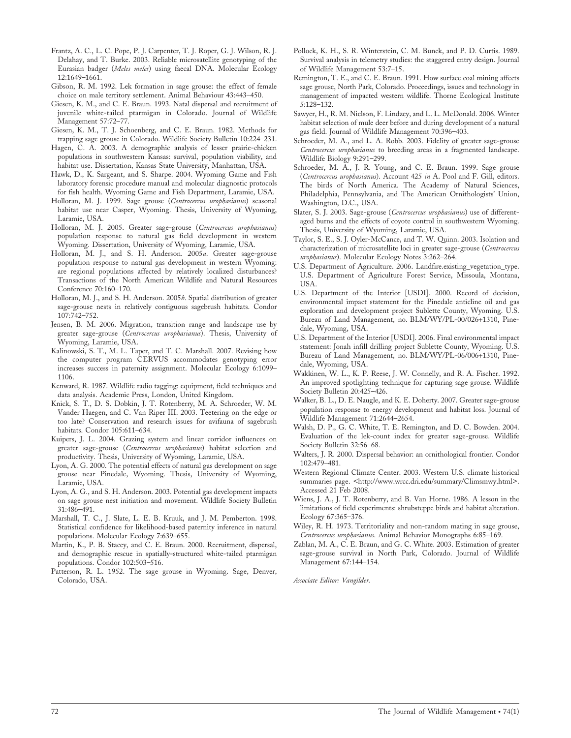Frantz, A. C., L. C. Pope, P. J. Carpenter, T. J. Roper, G. J. Wilson, R. J. Delahay, and T. Burke. 2003. Reliable microsatellite genotyping of the Eurasian badger (*Meles meles*) using faecal DNA. Molecular Ecology 12:1649–1661.

Gibson, R. M. 1992. Lek formation in sage grouse: the effect of female choice on male territory settlement. Animal Behaviour 43:443–450.

Giesen, K. M., and C. E. Braun. 1993. Natal dispersal and recruitment of juvenile white-tailed ptarmigan in Colorado. Journal of Wildlife Management 57:72–77.

Giesen, K. M., T. J. Schoenberg, and C. E. Braun. 1982. Methods for trapping sage grouse in Colorado. Wildlife Society Bulletin 10:224–231.

Hagen, C. A. 2003. A demographic analysis of lesser prairie-chicken populations in southwestern Kansas: survival, population viability, and habitat use. Dissertation, Kansas State University, Manhattan, USA.

Hawk, D., K. Sargeant, and S. Sharpe. 2004. Wyoming Game and Fish laboratory forensic procedure manual and molecular diagnostic protocols for fish health. Wyoming Game and Fish Department, Laramie, USA.

Holloran, M. J. 1999. Sage grouse (*Centrocercus urophasianus*) seasonal habitat use near Casper, Wyoming. Thesis, University of Wyoming, Laramie, USA.

Holloran, M. J. 2005. Greater sage-grouse (*Centrocercus urophasianus*) population response to natural gas field development in western Wyoming. Dissertation, University of Wyoming, Laramie, USA.

Holloran, M. J., and S. H. Anderson. 2005*a*. Greater sage-grouse population response to natural gas development in western Wyoming: are regional populations affected by relatively localized disturbances? Transactions of the North American Wildlife and Natural Resources Conference 70:160–170.

Holloran, M. J., and S. H. Anderson. 2005*b*. Spatial distribution of greater sage-grouse nests in relatively contiguous sagebrush habitats. Condor 107:742–752.

Jensen, B. M. 2006. Migration, transition range and landscape use by greater sage-grouse (*Centrocercus urophasianus*). Thesis, University of Wyoming, Laramie, USA.

Kalinowski, S. T., M. L. Taper, and T. C. Marshall. 2007. Revising how the computer program CERVUS accommodates genotyping error increases success in paternity assignment. Molecular Ecology 6:1099–1106.

Kenward, R. 1987. Wildlife radio tagging: equipment, field techniques and data analysis. Academic Press, London, United Kingdom.

Knick, S. T., D. S. Dobkin, J. T. Rotenberry, M. A. Schroeder, W. M. Vander Haegen, and C. Van Riper III. 2003. Teetering on the edge or too late? Conservation and research issues for avifauna of sagebrush habitats. Condor 105:611–634.

Kuipers, J. L. 2004. Grazing system and linear corridor influences on greater sage-grouse (*Centrocercus urophasianus*) habitat selection and productivity. Thesis, University of Wyoming, Laramie, USA.

Lyon, A. G. 2000. The potential effects of natural gas development on sage grouse near Pinedale, Wyoming. Thesis, University of Wyoming, Laramie, USA.

Lyon, A. G., and S. H. Anderson. 2003. Potential gas development impacts on sage grouse nest initiation and movement. Wildlife Society Bulletin 31:486–491.

Marshall, T. C., J. Slate, L. E. B. Kruuk, and J. M. Pemberton. 1998. Statistical confidence for likelihood-based paternity inference in natural populations. Molecular Ecology 7:639–655.

Martin, K., P. B. Stacey, and C. E. Braun. 2000. Recruitment, dispersal, and demographic rescue in spatially-structured white-tailed ptarmigan populations. Condor 102:503–516.

Patterson, R. L. 1952. The sage grouse in Wyoming. Sage, Denver, Colorado, USA.

Pollock, K. H., S. R. Winterstein, C. M. Bunck, and P. D. Curtis. 1989. Survival analysis in telemetry studies: the staggered entry design. Journal of Wildlife Management 53:7–15.

Remington, T. E., and C. E. Braun. 1991. How surface coal mining affects sage grouse, North Park, Colorado. Proceedings, issues and technology in management of impacted western wildlife. Thorne Ecological Institute 5:128–132.

Sawyer, H., R. M. Nielson, F. Lindzey, and L. L. McDonald. 2006. Winter habitat selection of mule deer before and during development of a natural gas field. Journal of Wildlife Management 70:396–403.

Schroeder, M. A., and L. A. Robb. 2003. Fidelity of greater sage-grouse *Centrocercus urophasianus* to breeding areas in a fragmented landscape. Wildlife Biology 9:291–299.

Schroeder, M. A., J. R. Young, and C. E. Braun. 1999. Sage grouse (*Centrocercus urophasianus*). Account 425 *in* A. Pool and F. Gill, editors. The birds of North America. The Academy of Natural Sciences, Philadelphia, Pennsylvania, and The American Ornithologists' Union, Washington, D.C., USA.

Slater, S. J. 2003. Sage-grouse (*Centrocercus urophasianus*) use of different-aged burns and the effects of coyote control in southwestern Wyoming. Thesis, University of Wyoming, Laramie, USA.

Taylor, S. E., S. J. Oyler-McCance, and T. W. Quinn. 2003. Isolation and characterization of microsatellite loci in greater sage-grouse (*Centrocercus urophasianus*). Molecular Ecology Notes 3:262–264.

U.S. Department of Agriculture. 2006. Landfire.existing_vegetation_type. U.S. Department of Agriculture Forest Service, Missoula, Montana, USA.

U.S. Department of the Interior [USDI]. 2000. Record of decision, environmental impact statement for the Pinedale anticline oil and gas exploration and development project Sublette County, Wyoming. U.S. Bureau of Land Management, no. BLM/WY/PL-00/026+1310, Pinedale, Wyoming, USA.

U.S. Department of the Interior [USDI]. 2006. Final environmental impact statement: Jonah infill drilling project Sublette County, Wyoming. U.S. Bureau of Land Management, no. BLM/WY/PL-06/006+1310, Pinedale, Wyoming, USA.

Wakkinen, W. L., K. P. Reese, J. W. Connelly, and R. A. Fischer. 1992. An improved spotlighting technique for capturing sage grouse. Wildlife Society Bulletin 20:425–426.

Walker, B. L., D. E. Naugle, and K. E. Doherty. 2007. Greater sage-grouse population response to energy development and habitat loss. Journal of Wildlife Management 71:2644–2654.

Walsh, D. P., G. C. White, T. E. Remington, and D. C. Bowden. 2004. Evaluation of the lek-count index for greater sage-grouse. Wildlife Society Bulletin 32:56–68.

Walters, J. R. 2000. Dispersal behavior: an ornithological frontier. Condor 102:479–481.

Western Regional Climate Center. 2003. Western U.S. climate historical summaries page. <http://www.wrcc.dri.edu/summary/Climsmwy.html>. Accessed 21 Feb 2008.

Wiens, J. A., J. T. Rotenberry, and B. Van Horne. 1986. A lesson in the limitations of field experiments: shrubsteppe birds and habitat alteration. Ecology 67:365–376.

Wiley, R. H. 1973. Territoriality and non-random mating in sage grouse, *Centrocercus urophasianus*. Animal Behavior Monographs 6:85–169.

Zablan, M. A., C. E. Braun, and G. C. White. 2003. Estimation of greater sage-grouse survival in North Park, Colorado. Journal of Wildlife Management 67:144–154.

*Associate Editor: Vangilder.*